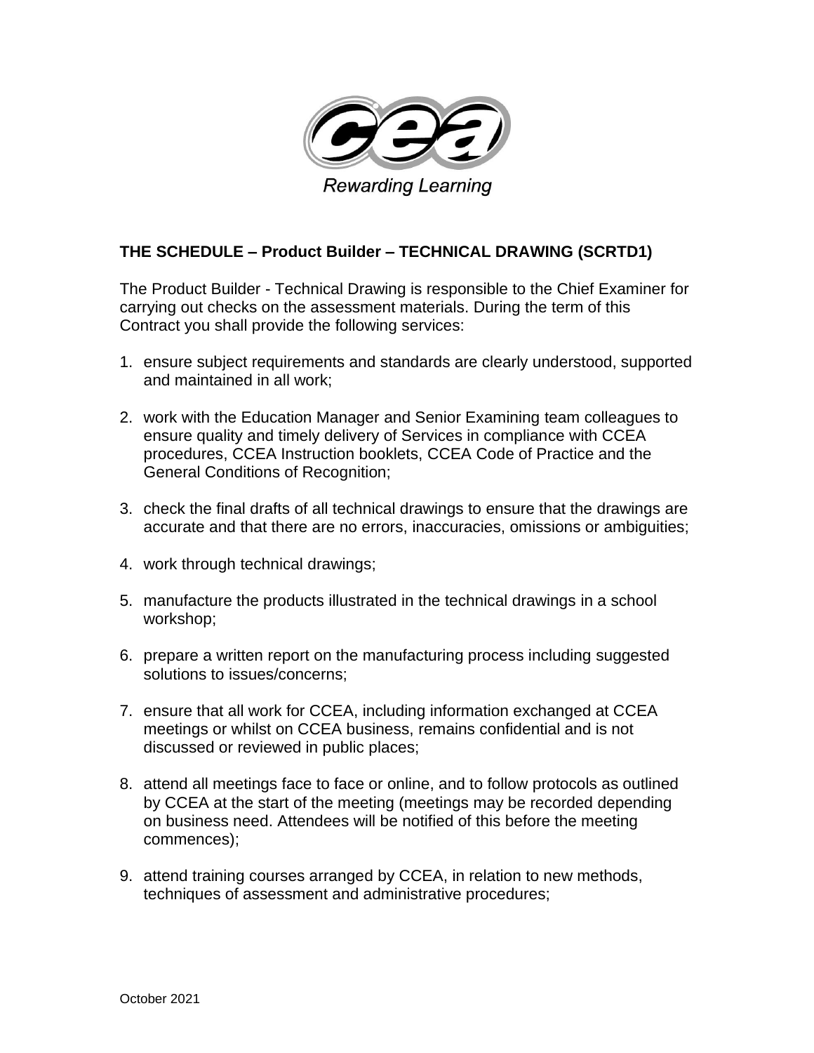Rewarding Learning

**THE SCHEDULE – Product Builder – TECHNICAL DRAWING (SCRTD1)**

The Product Builder - Technical Drawing is responsible to the Chief Examiner for carrying out checks on the assessment materials. During the term of this Contract you shall provide the following services:

1. ensure subject requirements and standards are clearly understood, supported and maintained in all work;

2. work with the Education Manager and Senior Examining team colleagues to ensure quality and timely delivery of Services in compliance with CCEA procedures, CCEA Instruction booklets, CCEA Code of Practice and the General Conditions of Recognition;

3. check the final drafts of all technical drawings to ensure that the drawings are accurate and that there are no errors, inaccuracies, omissions or ambiguities;

4. work through technical drawings;

5. manufacture the products illustrated in the technical drawings in a school workshop;

6. prepare a written report on the manufacturing process including suggested solutions to issues/concerns;

7. ensure that all work for CCEA, including information exchanged at CCEA meetings or whilst on CCEA business, remains confidential and is not discussed or reviewed in public places;

8. attend all meetings face to face or online, and to follow protocols as outlined by CCEA at the start of the meeting (meetings may be recorded depending on business need. Attendees will be notified of this before the meeting commences);

9. attend training courses arranged by CCEA, in relation to new methods, techniques of assessment and administrative procedures;

October 2021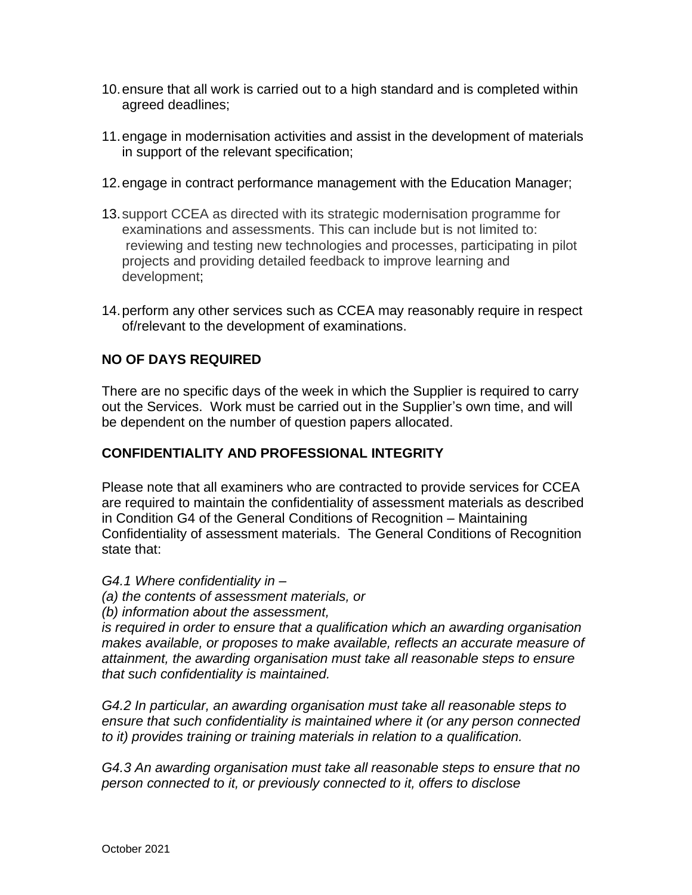10. ensure that all work is carried out to a high standard and is completed within agreed deadlines;

11. engage in modernisation activities and assist in the development of materials in support of the relevant specification;

12. engage in contract performance management with the Education Manager;

13. support CCEA as directed with its strategic modernisation programme for examinations and assessments. This can include but is not limited to: reviewing and testing new technologies and processes, participating in pilot projects and providing detailed feedback to improve learning and development;

14. perform any other services such as CCEA may reasonably require in respect of/relevant to the development of examinations.

**NO OF DAYS REQUIRED**

There are no specific days of the week in which the Supplier is required to carry out the Services. Work must be carried out in the Supplier's own time, and will be dependent on the number of question papers allocated.

**CONFIDENTIALITY AND PROFESSIONAL INTEGRITY**

Please note that all examiners who are contracted to provide services for CCEA are required to maintain the confidentiality of assessment materials as described in Condition G4 of the General Conditions of Recognition – Maintaining Confidentiality of assessment materials. The General Conditions of Recognition state that:

*G4.1 Where confidentiality in –*
*(a) the contents of assessment materials, or*
*(b) information about the assessment,*
*is required in order to ensure that a qualification which an awarding organisation makes available, or proposes to make available, reflects an accurate measure of attainment, the awarding organisation must take all reasonable steps to ensure that such confidentiality is maintained.*

*G4.2 In particular, an awarding organisation must take all reasonable steps to ensure that such confidentiality is maintained where it (or any person connected to it) provides training or training materials in relation to a qualification.*

*G4.3 An awarding organisation must take all reasonable steps to ensure that no person connected to it, or previously connected to it, offers to disclose*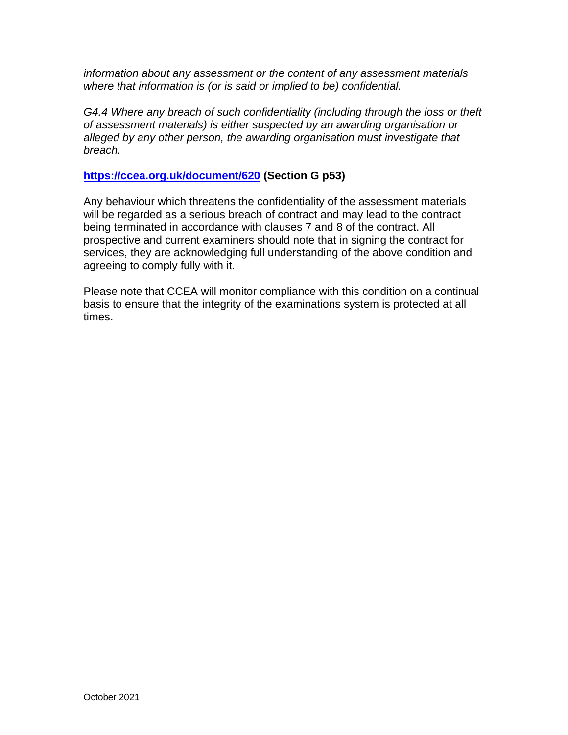*information about any assessment or the content of any assessment materials where that information is (or is said or implied to be) confidential.*

*G4.4 Where any breach of such confidentiality (including through the loss or theft of assessment materials) is either suspected by an awarding organisation or alleged by any other person, the awarding organisation must investigate that breach.*

**[https://ccea.org.uk/document/620](https://ccea.org.uk/document/620) (Section G p53)**

Any behaviour which threatens the confidentiality of the assessment materials will be regarded as a serious breach of contract and may lead to the contract being terminated in accordance with clauses 7 and 8 of the contract. All prospective and current examiners should note that in signing the contract for services, they are acknowledging full understanding of the above condition and agreeing to comply fully with it.

Please note that CCEA will monitor compliance with this condition on a continual basis to ensure that the integrity of the examinations system is protected at all times.

October 2021